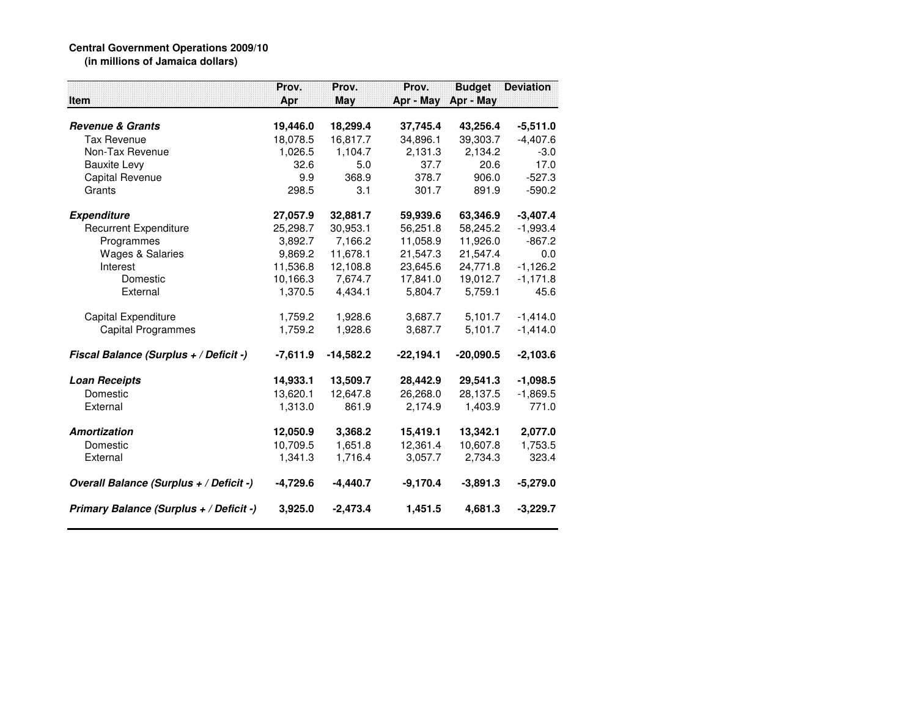**Central Government Operations 2009/10**
**(in millions of Jamaica dollars)**

| Item | Prov. Apr | Prov. May | Prov. Apr - May | Budget Apr - May | Deviation |
|---|---|---|---|---|---|
| ***Revenue & Grants*** | **19,446.0** | **18,299.4** | **37,745.4** | **43,256.4** | **-5,511.0** |
| Tax Revenue | 18,078.5 | 16,817.7 | 34,896.1 | 39,303.7 | -4,407.6 |
| Non-Tax Revenue | 1,026.5 | 1,104.7 | 2,131.3 | 2,134.2 | -3.0 |
| Bauxite Levy | 32.6 | 5.0 | 37.7 | 20.6 | 17.0 |
| Capital Revenue | 9.9 | 368.9 | 378.7 | 906.0 | -527.3 |
| Grants | 298.5 | 3.1 | 301.7 | 891.9 | -590.2 |
| ***Expenditure*** | **27,057.9** | **32,881.7** | **59,939.6** | **63,346.9** | **-3,407.4** |
| Recurrent Expenditure | 25,298.7 | 30,953.1 | 56,251.8 | 58,245.2 | -1,993.4 |
| Programmes | 3,892.7 | 7,166.2 | 11,058.9 | 11,926.0 | -867.2 |
| Wages & Salaries | 9,869.2 | 11,678.1 | 21,547.3 | 21,547.4 | 0.0 |
| Interest | 11,536.8 | 12,108.8 | 23,645.6 | 24,771.8 | -1,126.2 |
| Domestic | 10,166.3 | 7,674.7 | 17,841.0 | 19,012.7 | -1,171.8 |
| External | 1,370.5 | 4,434.1 | 5,804.7 | 5,759.1 | 45.6 |
| Capital Expenditure | 1,759.2 | 1,928.6 | 3,687.7 | 5,101.7 | -1,414.0 |
| Capital Programmes | 1,759.2 | 1,928.6 | 3,687.7 | 5,101.7 | -1,414.0 |
| ***Fiscal Balance (Surplus + / Deficit -)*** | **-7,611.9** | **-14,582.2** | **-22,194.1** | **-20,090.5** | **-2,103.6** |
| ***Loan Receipts*** | **14,933.1** | **13,509.7** | **28,442.9** | **29,541.3** | **-1,098.5** |
| Domestic | 13,620.1 | 12,647.8 | 26,268.0 | 28,137.5 | -1,869.5 |
| External | 1,313.0 | 861.9 | 2,174.9 | 1,403.9 | 771.0 |
| ***Amortization*** | **12,050.9** | **3,368.2** | **15,419.1** | **13,342.1** | **2,077.0** |
| Domestic | 10,709.5 | 1,651.8 | 12,361.4 | 10,607.8 | 1,753.5 |
| External | 1,341.3 | 1,716.4 | 3,057.7 | 2,734.3 | 323.4 |
| ***Overall Balance (Surplus + / Deficit -)*** | **-4,729.6** | **-4,440.7** | **-9,170.4** | **-3,891.3** | **-5,279.0** |
| ***Primary Balance (Surplus + / Deficit -)*** | **3,925.0** | **-2,473.4** | **1,451.5** | **4,681.3** | **-3,229.7** |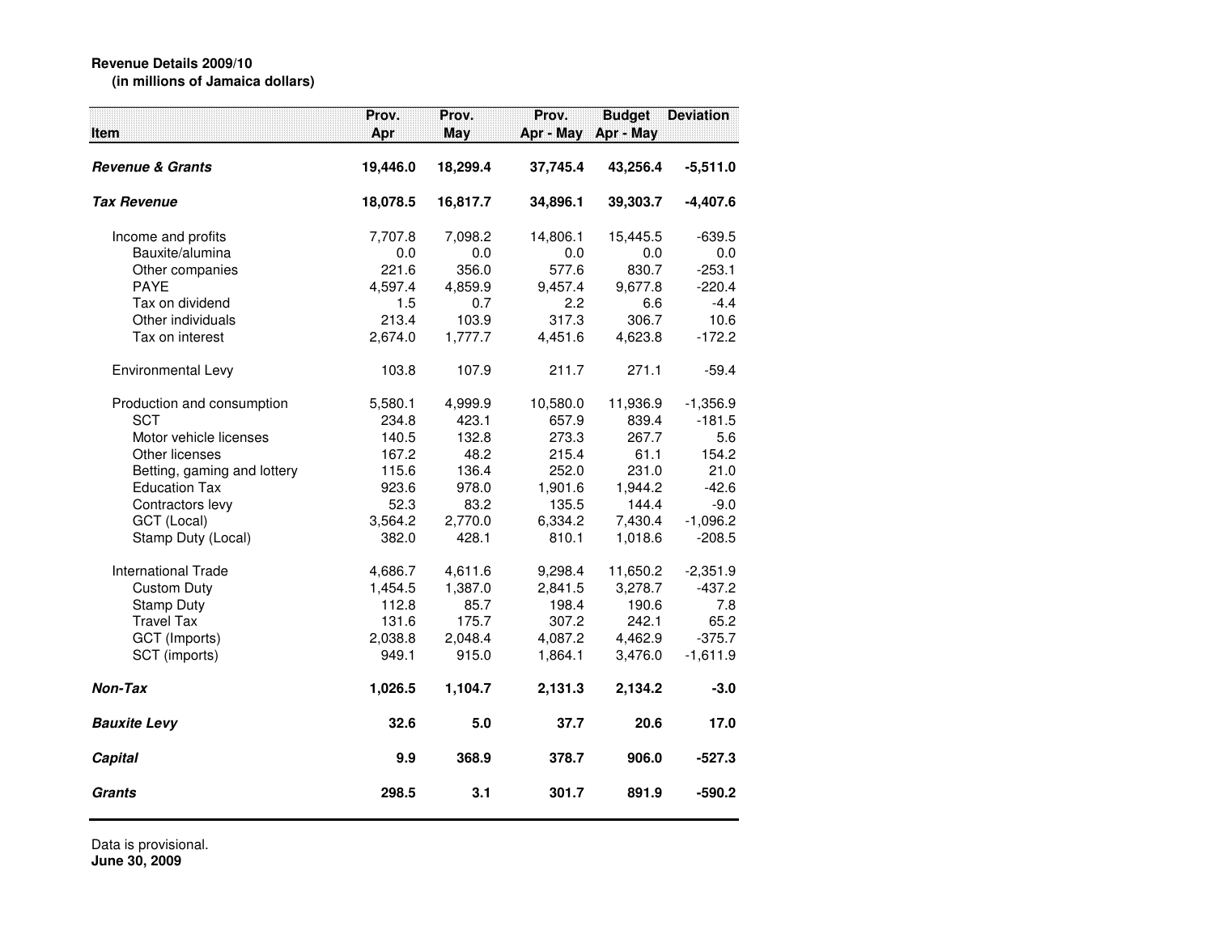**Revenue Details 2009/10**
**(in millions of Jamaica dollars)**

| Item | Prov. Apr | Prov. May | Prov. Apr - May | Budget Apr - May | Deviation |
|---|---|---|---|---|---|
| ***Revenue & Grants*** | **19,446.0** | **18,299.4** | **37,745.4** | **43,256.4** | **-5,511.0** |
| ***Tax Revenue*** | **18,078.5** | **16,817.7** | **34,896.1** | **39,303.7** | **-4,407.6** |
| Income and profits | 7,707.8 | 7,098.2 | 14,806.1 | 15,445.5 | -639.5 |
| Bauxite/alumina | 0.0 | 0.0 | 0.0 | 0.0 | 0.0 |
| Other companies | 221.6 | 356.0 | 577.6 | 830.7 | -253.1 |
| PAYE | 4,597.4 | 4,859.9 | 9,457.4 | 9,677.8 | -220.4 |
| Tax on dividend | 1.5 | 0.7 | 2.2 | 6.6 | -4.4 |
| Other individuals | 213.4 | 103.9 | 317.3 | 306.7 | 10.6 |
| Tax on interest | 2,674.0 | 1,777.7 | 4,451.6 | 4,623.8 | -172.2 |
| Environmental Levy | 103.8 | 107.9 | 211.7 | 271.1 | -59.4 |
| Production and consumption | 5,580.1 | 4,999.9 | 10,580.0 | 11,936.9 | -1,356.9 |
| SCT | 234.8 | 423.1 | 657.9 | 839.4 | -181.5 |
| Motor vehicle licenses | 140.5 | 132.8 | 273.3 | 267.7 | 5.6 |
| Other licenses | 167.2 | 48.2 | 215.4 | 61.1 | 154.2 |
| Betting, gaming and lottery | 115.6 | 136.4 | 252.0 | 231.0 | 21.0 |
| Education Tax | 923.6 | 978.0 | 1,901.6 | 1,944.2 | -42.6 |
| Contractors levy | 52.3 | 83.2 | 135.5 | 144.4 | -9.0 |
| GCT (Local) | 3,564.2 | 2,770.0 | 6,334.2 | 7,430.4 | -1,096.2 |
| Stamp Duty (Local) | 382.0 | 428.1 | 810.1 | 1,018.6 | -208.5 |
| International Trade | 4,686.7 | 4,611.6 | 9,298.4 | 11,650.2 | -2,351.9 |
| Custom Duty | 1,454.5 | 1,387.0 | 2,841.5 | 3,278.7 | -437.2 |
| Stamp Duty | 112.8 | 85.7 | 198.4 | 190.6 | 7.8 |
| Travel Tax | 131.6 | 175.7 | 307.2 | 242.1 | 65.2 |
| GCT (Imports) | 2,038.8 | 2,048.4 | 4,087.2 | 4,462.9 | -375.7 |
| SCT (imports) | 949.1 | 915.0 | 1,864.1 | 3,476.0 | -1,611.9 |
| ***Non-Tax*** | **1,026.5** | **1,104.7** | **2,131.3** | **2,134.2** | **-3.0** |
| ***Bauxite Levy*** | **32.6** | **5.0** | **37.7** | **20.6** | **17.0** |
| ***Capital*** | **9.9** | **368.9** | **378.7** | **906.0** | **-527.3** |
| ***Grants*** | **298.5** | **3.1** | **301.7** | **891.9** | **-590.2** |

Data is provisional.
**June 30, 2009**